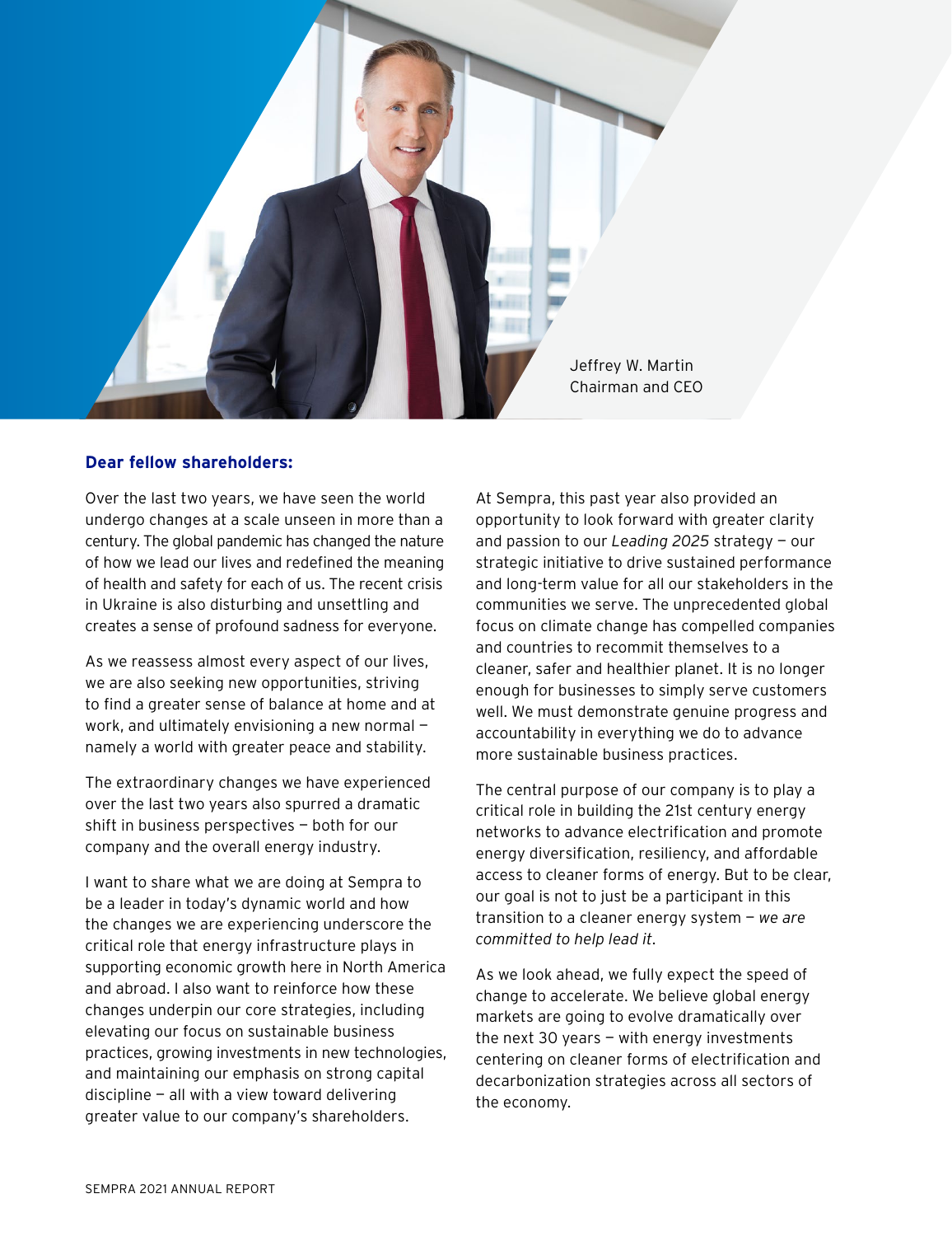Jeffrey W. Martin
Chairman and CEO

**Dear fellow shareholders:**

Over the last two years, we have seen the world undergo changes at a scale unseen in more than a century. The global pandemic has changed the nature of how we lead our lives and redefined the meaning of health and safety for each of us. The recent crisis in Ukraine is also disturbing and unsettling and creates a sense of profound sadness for everyone.

As we reassess almost every aspect of our lives, we are also seeking new opportunities, striving to find a greater sense of balance at home and at work, and ultimately envisioning a new normal — namely a world with greater peace and stability.

The extraordinary changes we have experienced over the last two years also spurred a dramatic shift in business perspectives — both for our company and the overall energy industry.

I want to share what we are doing at Sempra to be a leader in today's dynamic world and how the changes we are experiencing underscore the critical role that energy infrastructure plays in supporting economic growth here in North America and abroad. I also want to reinforce how these changes underpin our core strategies, including elevating our focus on sustainable business practices, growing investments in new technologies, and maintaining our emphasis on strong capital discipline — all with a view toward delivering greater value to our company's shareholders.

At Sempra, this past year also provided an opportunity to look forward with greater clarity and passion to our *Leading 2025* strategy — our strategic initiative to drive sustained performance and long-term value for all our stakeholders in the communities we serve. The unprecedented global focus on climate change has compelled companies and countries to recommit themselves to a cleaner, safer and healthier planet. It is no longer enough for businesses to simply serve customers well. We must demonstrate genuine progress and accountability in everything we do to advance more sustainable business practices.

The central purpose of our company is to play a critical role in building the 21st century energy networks to advance electrification and promote energy diversification, resiliency, and affordable access to cleaner forms of energy. But to be clear, our goal is not to just be a participant in this transition to a cleaner energy system — *we are committed to help lead it*.

As we look ahead, we fully expect the speed of change to accelerate. We believe global energy markets are going to evolve dramatically over the next 30 years — with energy investments centering on cleaner forms of electrification and decarbonization strategies across all sectors of the economy.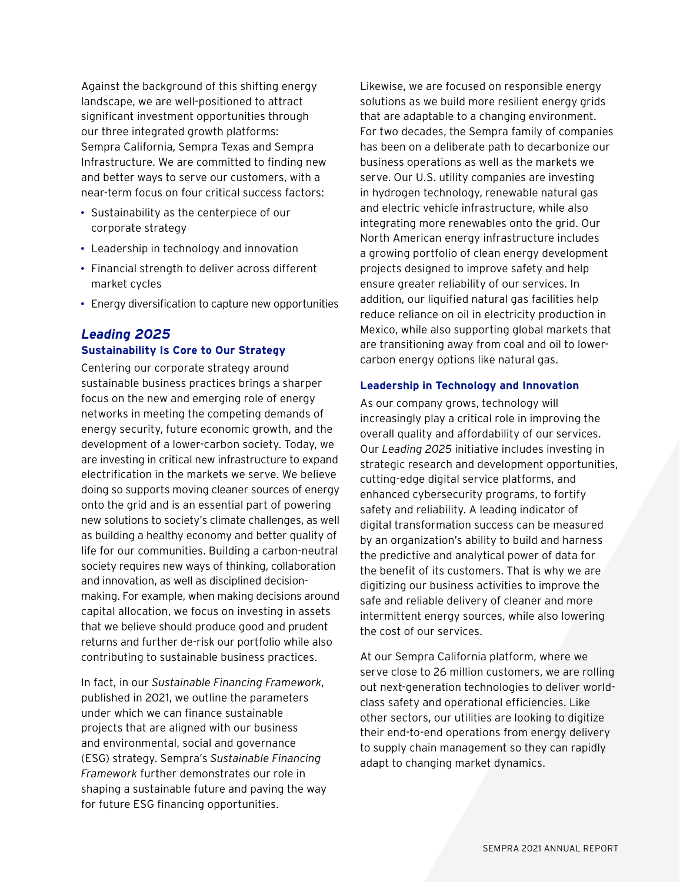Against the background of this shifting energy landscape, we are well-positioned to attract significant investment opportunities through our three integrated growth platforms: Sempra California, Sempra Texas and Sempra Infrastructure. We are committed to finding new and better ways to serve our customers, with a near-term focus on four critical success factors:

- Sustainability as the centerpiece of our corporate strategy
- Leadership in technology and innovation
- Financial strength to deliver across different market cycles
- Energy diversification to capture new opportunities

## *Leading 2025*

### Sustainability Is Core to Our Strategy

Centering our corporate strategy around sustainable business practices brings a sharper focus on the new and emerging role of energy networks in meeting the competing demands of energy security, future economic growth, and the development of a lower-carbon society. Today, we are investing in critical new infrastructure to expand electrification in the markets we serve. We believe doing so supports moving cleaner sources of energy onto the grid and is an essential part of powering new solutions to society's climate challenges, as well as building a healthy economy and better quality of life for our communities. Building a carbon-neutral society requires new ways of thinking, collaboration and innovation, as well as disciplined decision-making. For example, when making decisions around capital allocation, we focus on investing in assets that we believe should produce good and prudent returns and further de-risk our portfolio while also contributing to sustainable business practices.

In fact, in our *Sustainable Financing Framework*, published in 2021, we outline the parameters under which we can finance sustainable projects that are aligned with our business and environmental, social and governance (ESG) strategy. Sempra's *Sustainable Financing Framework* further demonstrates our role in shaping a sustainable future and paving the way for future ESG financing opportunities.

Likewise, we are focused on responsible energy solutions as we build more resilient energy grids that are adaptable to a changing environment. For two decades, the Sempra family of companies has been on a deliberate path to decarbonize our business operations as well as the markets we serve. Our U.S. utility companies are investing in hydrogen technology, renewable natural gas and electric vehicle infrastructure, while also integrating more renewables onto the grid. Our North American energy infrastructure includes a growing portfolio of clean energy development projects designed to improve safety and help ensure greater reliability of our services. In addition, our liquified natural gas facilities help reduce reliance on oil in electricity production in Mexico, while also supporting global markets that are transitioning away from coal and oil to lower-carbon energy options like natural gas.

### Leadership in Technology and Innovation

As our company grows, technology will increasingly play a critical role in improving the overall quality and affordability of our services. Our *Leading 2025* initiative includes investing in strategic research and development opportunities, cutting-edge digital service platforms, and enhanced cybersecurity programs, to fortify safety and reliability. A leading indicator of digital transformation success can be measured by an organization's ability to build and harness the predictive and analytical power of data for the benefit of its customers. That is why we are digitizing our business activities to improve the safe and reliable delivery of cleaner and more intermittent energy sources, while also lowering the cost of our services.

At our Sempra California platform, where we serve close to 26 million customers, we are rolling out next-generation technologies to deliver world-class safety and operational efficiencies. Like other sectors, our utilities are looking to digitize their end-to-end operations from energy delivery to supply chain management so they can rapidly adapt to changing market dynamics.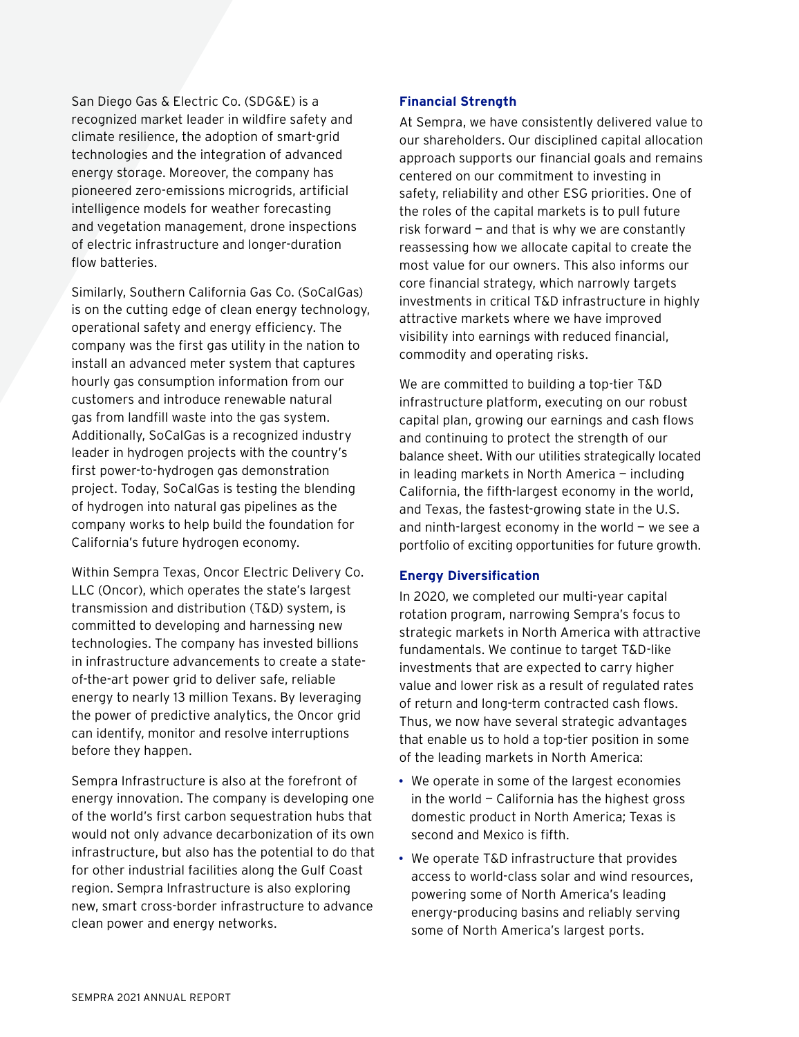San Diego Gas & Electric Co. (SDG&E) is a recognized market leader in wildfire safety and climate resilience, the adoption of smart-grid technologies and the integration of advanced energy storage. Moreover, the company has pioneered zero-emissions microgrids, artificial intelligence models for weather forecasting and vegetation management, drone inspections of electric infrastructure and longer-duration flow batteries.

Similarly, Southern California Gas Co. (SoCalGas) is on the cutting edge of clean energy technology, operational safety and energy efficiency. The company was the first gas utility in the nation to install an advanced meter system that captures hourly gas consumption information from our customers and introduce renewable natural gas from landfill waste into the gas system. Additionally, SoCalGas is a recognized industry leader in hydrogen projects with the country's first power-to-hydrogen gas demonstration project. Today, SoCalGas is testing the blending of hydrogen into natural gas pipelines as the company works to help build the foundation for California's future hydrogen economy.

Within Sempra Texas, Oncor Electric Delivery Co. LLC (Oncor), which operates the state's largest transmission and distribution (T&D) system, is committed to developing and harnessing new technologies. The company has invested billions in infrastructure advancements to create a state-of-the-art power grid to deliver safe, reliable energy to nearly 13 million Texans. By leveraging the power of predictive analytics, the Oncor grid can identify, monitor and resolve interruptions before they happen.

Sempra Infrastructure is also at the forefront of energy innovation. The company is developing one of the world's first carbon sequestration hubs that would not only advance decarbonization of its own infrastructure, but also has the potential to do that for other industrial facilities along the Gulf Coast region. Sempra Infrastructure is also exploring new, smart cross-border infrastructure to advance clean power and energy networks.

### Financial Strength

At Sempra, we have consistently delivered value to our shareholders. Our disciplined capital allocation approach supports our financial goals and remains centered on our commitment to investing in safety, reliability and other ESG priorities. One of the roles of the capital markets is to pull future risk forward — and that is why we are constantly reassessing how we allocate capital to create the most value for our owners. This also informs our core financial strategy, which narrowly targets investments in critical T&D infrastructure in highly attractive markets where we have improved visibility into earnings with reduced financial, commodity and operating risks.

We are committed to building a top-tier T&D infrastructure platform, executing on our robust capital plan, growing our earnings and cash flows and continuing to protect the strength of our balance sheet. With our utilities strategically located in leading markets in North America — including California, the fifth-largest economy in the world, and Texas, the fastest-growing state in the U.S. and ninth-largest economy in the world — we see a portfolio of exciting opportunities for future growth.

### Energy Diversification

In 2020, we completed our multi-year capital rotation program, narrowing Sempra's focus to strategic markets in North America with attractive fundamentals. We continue to target T&D-like investments that are expected to carry higher value and lower risk as a result of regulated rates of return and long-term contracted cash flows. Thus, we now have several strategic advantages that enable us to hold a top-tier position in some of the leading markets in North America:

- We operate in some of the largest economies in the world — California has the highest gross domestic product in North America; Texas is second and Mexico is fifth.
- We operate T&D infrastructure that provides access to world-class solar and wind resources, powering some of North America's leading energy-producing basins and reliably serving some of North America's largest ports.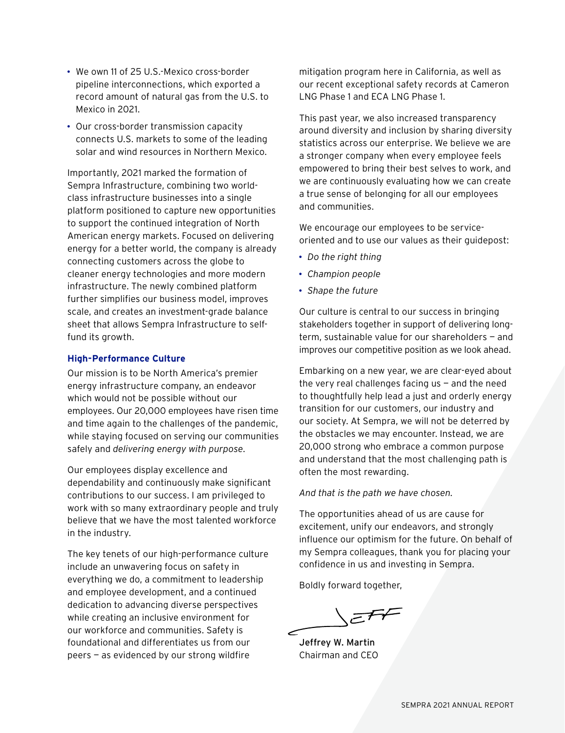- We own 11 of 25 U.S.-Mexico cross-border pipeline interconnections, which exported a record amount of natural gas from the U.S. to Mexico in 2021.
- Our cross-border transmission capacity connects U.S. markets to some of the leading solar and wind resources in Northern Mexico.

Importantly, 2021 marked the formation of Sempra Infrastructure, combining two world-class infrastructure businesses into a single platform positioned to capture new opportunities to support the continued integration of North American energy markets. Focused on delivering energy for a better world, the company is already connecting customers across the globe to cleaner energy technologies and more modern infrastructure. The newly combined platform further simplifies our business model, improves scale, and creates an investment-grade balance sheet that allows Sempra Infrastructure to self-fund its growth.

### High-Performance Culture

Our mission is to be North America's premier energy infrastructure company, an endeavor which would not be possible without our employees. Our 20,000 employees have risen time and time again to the challenges of the pandemic, while staying focused on serving our communities safely and *delivering energy with purpose*.

Our employees display excellence and dependability and continuously make significant contributions to our success. I am privileged to work with so many extraordinary people and truly believe that we have the most talented workforce in the industry.

The key tenets of our high-performance culture include an unwavering focus on safety in everything we do, a commitment to leadership and employee development, and a continued dedication to advancing diverse perspectives while creating an inclusive environment for our workforce and communities. Safety is foundational and differentiates us from our peers — as evidenced by our strong wildfire mitigation program here in California, as well as our recent exceptional safety records at Cameron LNG Phase 1 and ECA LNG Phase 1.

This past year, we also increased transparency around diversity and inclusion by sharing diversity statistics across our enterprise. We believe we are a stronger company when every employee feels empowered to bring their best selves to work, and we are continuously evaluating how we can create a true sense of belonging for all our employees and communities.

We encourage our employees to be service-oriented and to use our values as their guidepost:

- *Do the right thing*
- *Champion people*
- *Shape the future*

Our culture is central to our success in bringing stakeholders together in support of delivering long-term, sustainable value for our shareholders — and improves our competitive position as we look ahead.

Embarking on a new year, we are clear-eyed about the very real challenges facing us — and the need to thoughtfully help lead a just and orderly energy transition for our customers, our industry and our society. At Sempra, we will not be deterred by the obstacles we may encounter. Instead, we are 20,000 strong who embrace a common purpose and understand that the most challenging path is often the most rewarding.

*And that is the path we have chosen.*

The opportunities ahead of us are cause for excitement, unify our endeavors, and strongly influence our optimism for the future. On behalf of my Sempra colleagues, thank you for placing your confidence in us and investing in Sempra.

Boldly forward together,

Jeff

**Jeffrey W. Martin**
Chairman and CEO